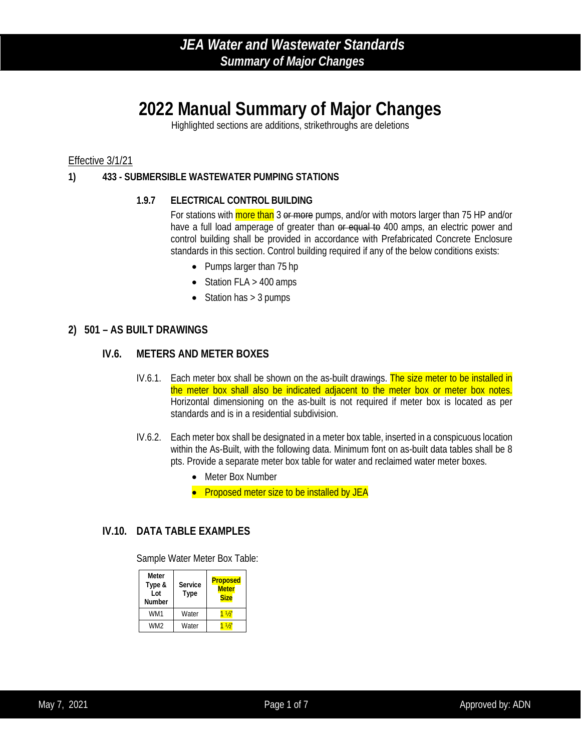# 2022 Manual Summary of Major Changes

Highlighted sections are additions, strikethroughs are deletions

Effective 3/1/21

**1) 433 - SUBMERSIBLE WASTEWATER PUMPING STATIONS**

**1.9.7 ELECTRICAL CONTROL BUILDING**

For stations with more than 3 ~~or more~~ pumps, and/or with motors larger than 75 HP and/or have a full load amperage of greater than ~~or equal to~~ 400 amps, an electric power and control building shall be provided in accordance with Prefabricated Concrete Enclosure standards in this section. Control building required if any of the below conditions exists:

- Pumps larger than 75 hp
- Station FLA > 400 amps
- Station has > 3 pumps

## 2) 501 – AS BUILT DRAWINGS

### IV.6. METERS AND METER BOXES

IV.6.1. Each meter box shall be shown on the as-built drawings. The size meter to be installed in the meter box shall also be indicated adjacent to the meter box or meter box notes. Horizontal dimensioning on the as-built is not required if meter box is located as per standards and is in a residential subdivision.

IV.6.2. Each meter box shall be designated in a meter box table, inserted in a conspicuous location within the As-Built, with the following data. Minimum font on as-built data tables shall be 8 pts. Provide a separate meter box table for water and reclaimed water meter boxes.

- Meter Box Number
- Proposed meter size to be installed by JEA

### IV.10. DATA TABLE EXAMPLES

Sample Water Meter Box Table:

| Meter Type & Lot Number | Service Type | Proposed Meter Size |
|---|---|---|
| WM1 | Water | 1 ½" |
| WM2 | Water | 1 ½" |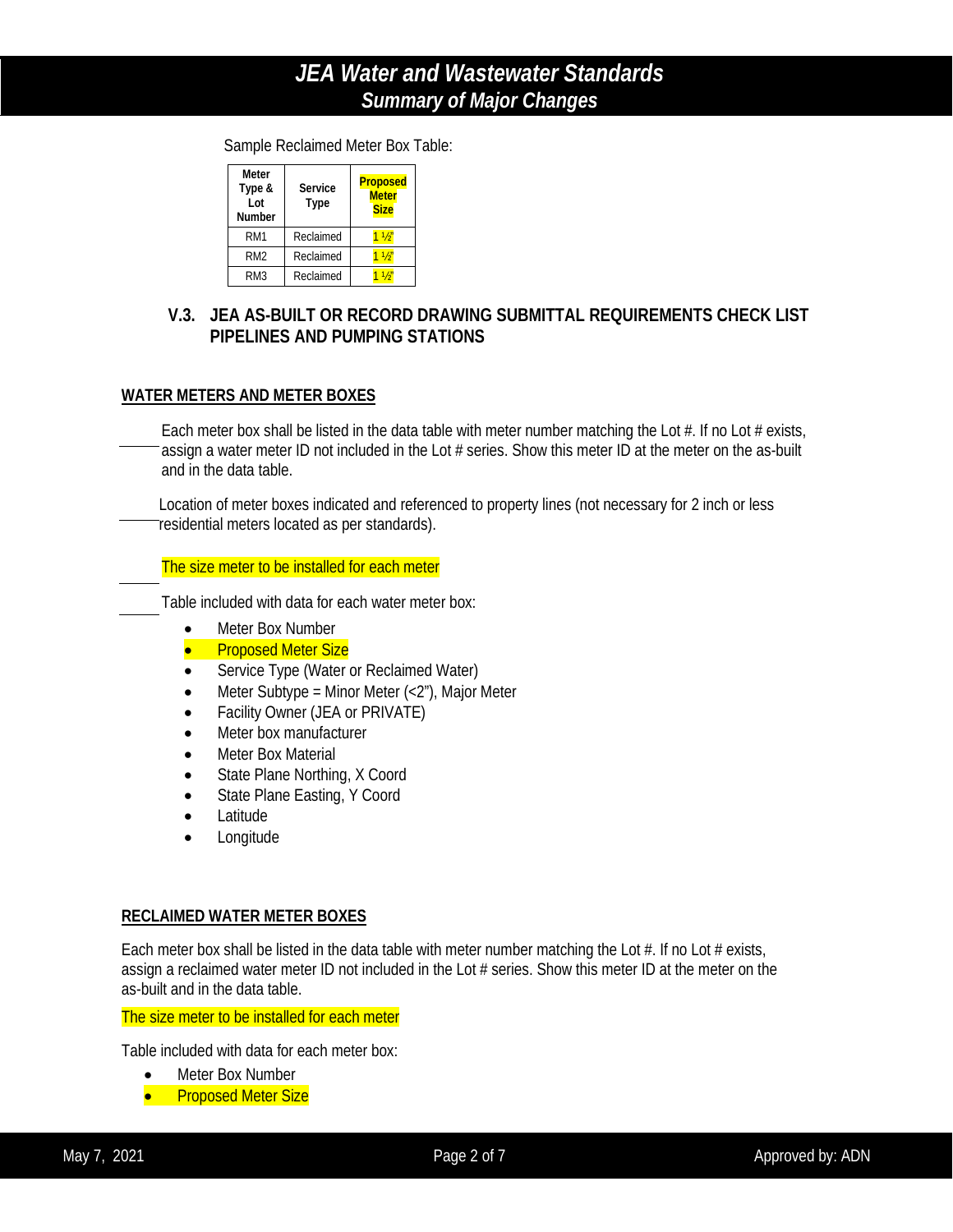Sample Reclaimed Meter Box Table:

| Meter Type & Lot Number | Service Type | Proposed Meter Size |
|---|---|---|
| RM1 | Reclaimed | 1 ½" |
| RM2 | Reclaimed | 1 ½" |
| RM3 | Reclaimed | 1 ½" |

## V.3. JEA AS-BUILT OR RECORD DRAWING SUBMITTAL REQUIREMENTS CHECK LIST PIPELINES AND PUMPING STATIONS

### WATER METERS AND METER BOXES

_____ Each meter box shall be listed in the data table with meter number matching the Lot #. If no Lot # exists, assign a water meter ID not included in the Lot # series. Show this meter ID at the meter on the as-built and in the data table.

_____ Location of meter boxes indicated and referenced to property lines (not necessary for 2 inch or less residential meters located as per standards).

_____ The size meter to be installed for each meter

_____ Table included with data for each water meter box:

- Meter Box Number
- Proposed Meter Size
- Service Type (Water or Reclaimed Water)
- Meter Subtype = Minor Meter (<2"), Major Meter
- Facility Owner (JEA or PRIVATE)
- Meter box manufacturer
- Meter Box Material
- State Plane Northing, X Coord
- State Plane Easting, Y Coord
- Latitude
- Longitude

### RECLAIMED WATER METER BOXES

Each meter box shall be listed in the data table with meter number matching the Lot #. If no Lot # exists, assign a reclaimed water meter ID not included in the Lot # series. Show this meter ID at the meter on the as-built and in the data table.

The size meter to be installed for each meter

Table included with data for each meter box:

- Meter Box Number
- Proposed Meter Size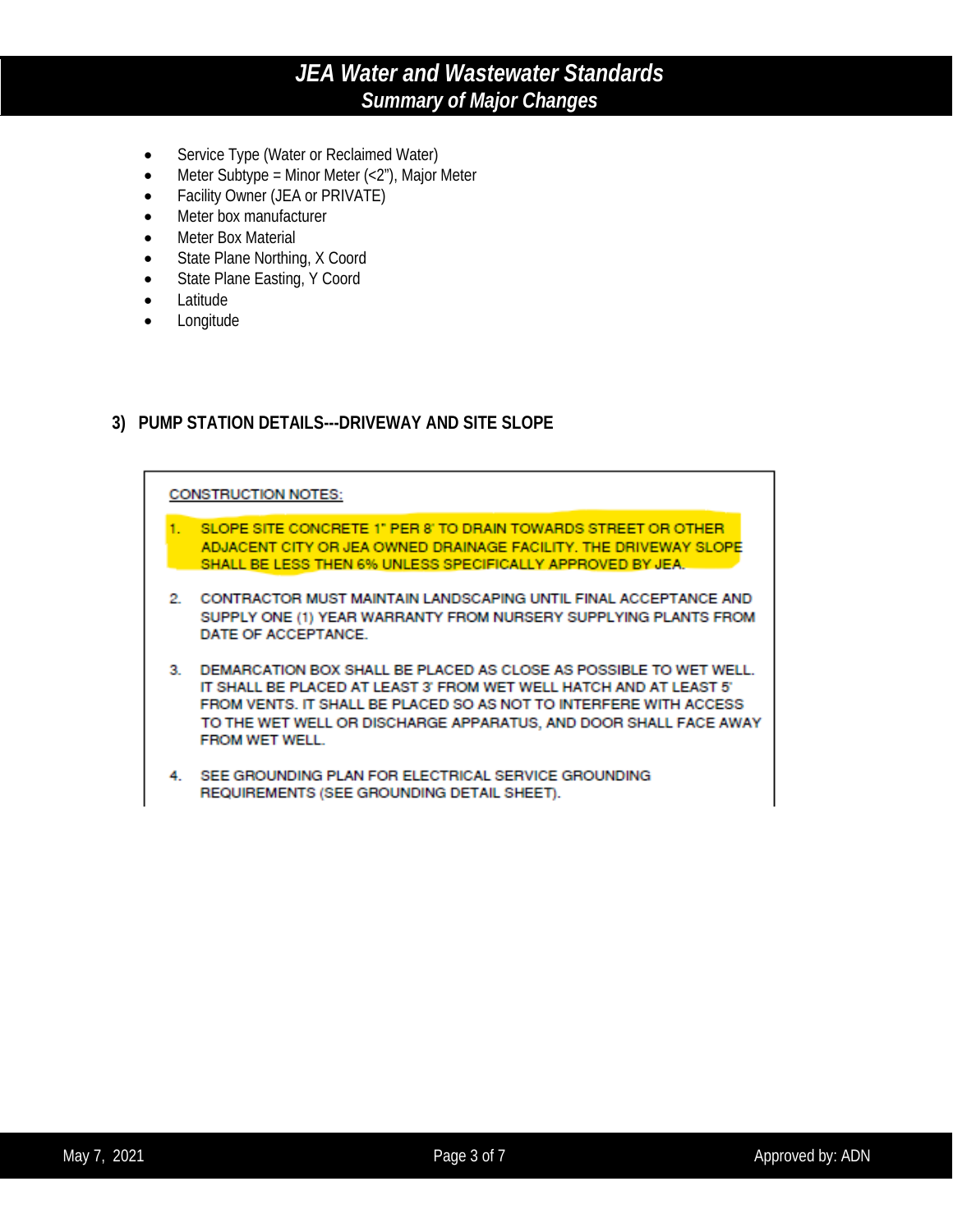- Service Type (Water or Reclaimed Water)
- Meter Subtype = Minor Meter (<2"), Major Meter
- Facility Owner (JEA or PRIVATE)
- Meter box manufacturer
- Meter Box Material
- State Plane Northing, X Coord
- State Plane Easting, Y Coord
- Latitude
- Longitude

## 3) PUMP STATION DETAILS---DRIVEWAY AND SITE SLOPE

CONSTRUCTION NOTES:

1. SLOPE SITE CONCRETE 1" PER 8' TO DRAIN TOWARDS STREET OR OTHER ADJACENT CITY OR JEA OWNED DRAINAGE FACILITY. THE DRIVEWAY SLOPE SHALL BE LESS THEN 6% UNLESS SPECIFICALLY APPROVED BY JEA.

2. CONTRACTOR MUST MAINTAIN LANDSCAPING UNTIL FINAL ACCEPTANCE AND SUPPLY ONE (1) YEAR WARRANTY FROM NURSERY SUPPLYING PLANTS FROM DATE OF ACCEPTANCE.

3. DEMARCATION BOX SHALL BE PLACED AS CLOSE AS POSSIBLE TO WET WELL. IT SHALL BE PLACED AT LEAST 3' FROM WET WELL HATCH AND AT LEAST 5' FROM VENTS. IT SHALL BE PLACED SO AS NOT TO INTERFERE WITH ACCESS TO THE WET WELL OR DISCHARGE APPARATUS, AND DOOR SHALL FACE AWAY FROM WET WELL.

4. SEE GROUNDING PLAN FOR ELECTRICAL SERVICE GROUNDING REQUIREMENTS (SEE GROUNDING DETAIL SHEET).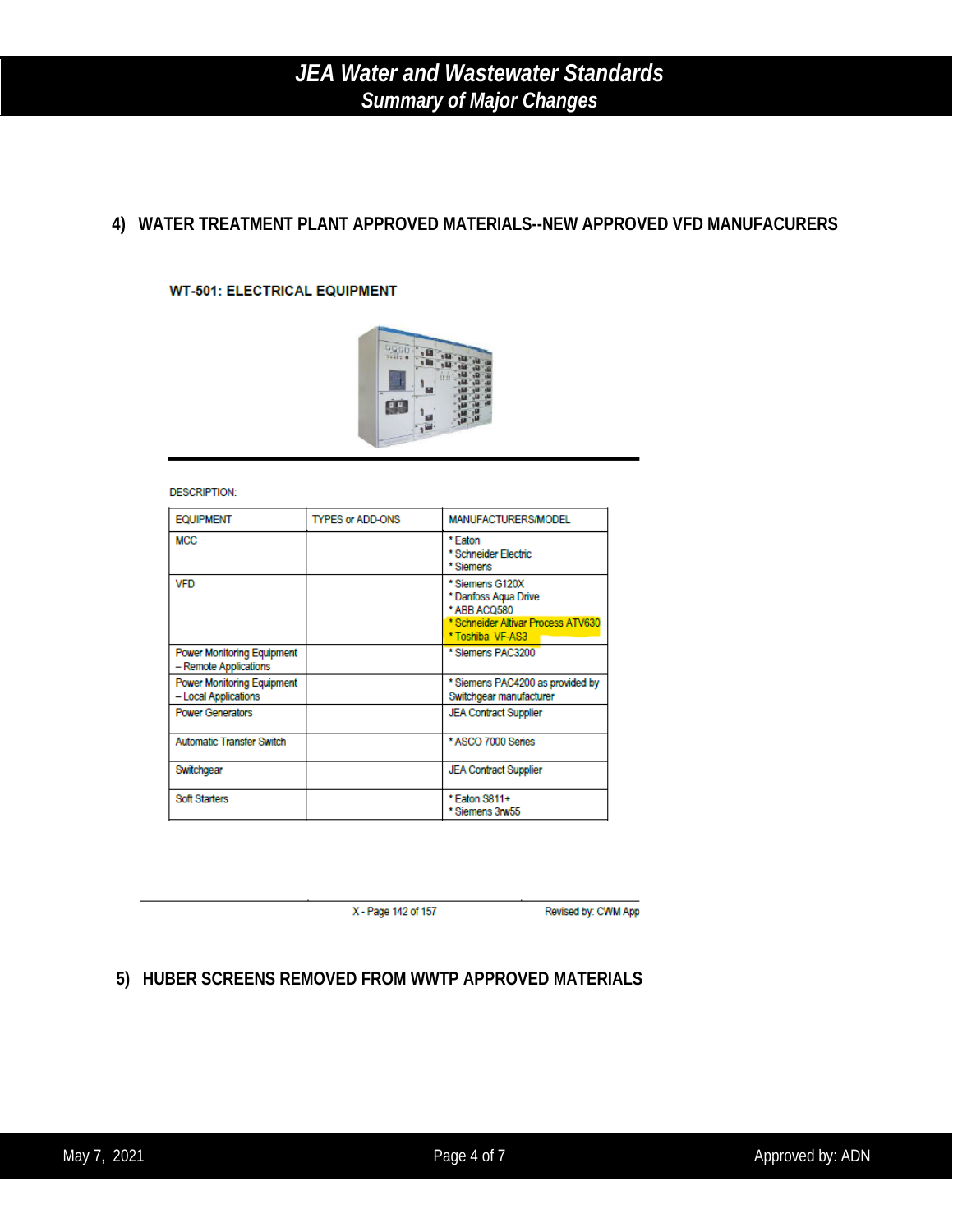## 4) WATER TREATMENT PLANT APPROVED MATERIALS--NEW APPROVED VFD MANUFACURERS

**WT-501: ELECTRICAL EQUIPMENT**

DESCRIPTION:

| EQUIPMENT | TYPES or ADD-ONS | MANUFACTURERS/MODEL |
|---|---|---|
| MCC | | * Eaton<br>* Schneider Electric<br>* Siemens |
| VFD | | * Siemens G120X<br>* Danfoss Aqua Drive<br>* ABB ACQ580<br>* Schneider Altivar Process ATV630<br>* Toshiba VF-AS3 |
| Power Monitoring Equipment – Remote Applications | | * Siemens PAC3200 |
| Power Monitoring Equipment – Local Applications | | * Siemens PAC4200 as provided by Switchgear manufacturer |
| Power Generators | | JEA Contract Supplier |
| Automatic Transfer Switch | | * ASCO 7000 Series |
| Switchgear | | JEA Contract Supplier |
| Soft Starters | | * Eaton S811+<br>* Siemens 3rw55 |

X - Page 142 of 157 Revised by: CWM App

## 5) HUBER SCREENS REMOVED FROM WWTP APPROVED MATERIALS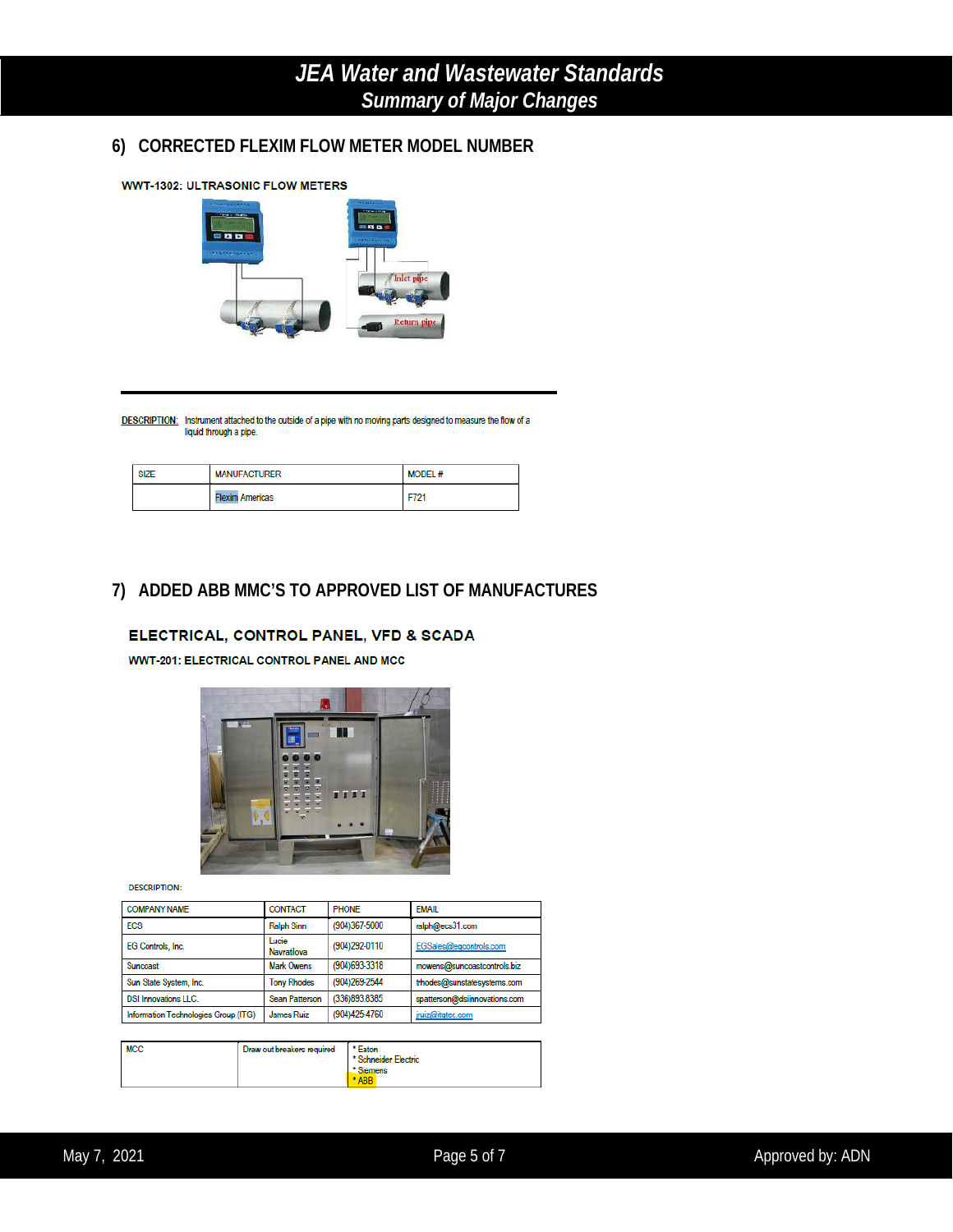## 6) CORRECTED FLEXIM FLOW METER MODEL NUMBER

**WWT-1302: ULTRASONIC FLOW METERS**

**DESCRIPTION:** Instrument attached to the outside of a pipe with no moving parts designed to measure the flow of a liquid through a pipe.

| SIZE | MANUFACTURER | MODEL # |
|---|---|---|
| | Flexim Americas | F721 |

## 7) ADDED ABB MMC'S TO APPROVED LIST OF MANUFACTURES

### ELECTRICAL, CONTROL PANEL, VFD & SCADA

**WWT-201: ELECTRICAL CONTROL PANEL AND MCC**

DESCRIPTION:

| COMPANY NAME | CONTACT | PHONE | EMAIL |
|---|---|---|---|
| ECS | Ralph Sinn | (904)367-5000 | ralph@ecs31.com |
| EG Controls, Inc. | Lucie Navratilova | (904)292-0110 | EGSales@egcontrols.com |
| Suncoast | Mark Owens | (904)693-3318 | mowens@suncoastcontrols.biz |
| Sun State System, Inc. | Tony Rhodes | (904)269-2544 | trhodes@sunstatesystems.com |
| DSI Innovations LLC. | Sean Patterson | (336)893.8385 | spatterson@dsiinnovations.com |
| Information Technologies Group (ITG) | James Ruiz | (904)425-4760 | jruiz@itgtec.com |

| MCC | Draw out breakers required | * Eaton<br>* Schneider Electric<br>* Siemens<br>* ABB |
|---|---|---|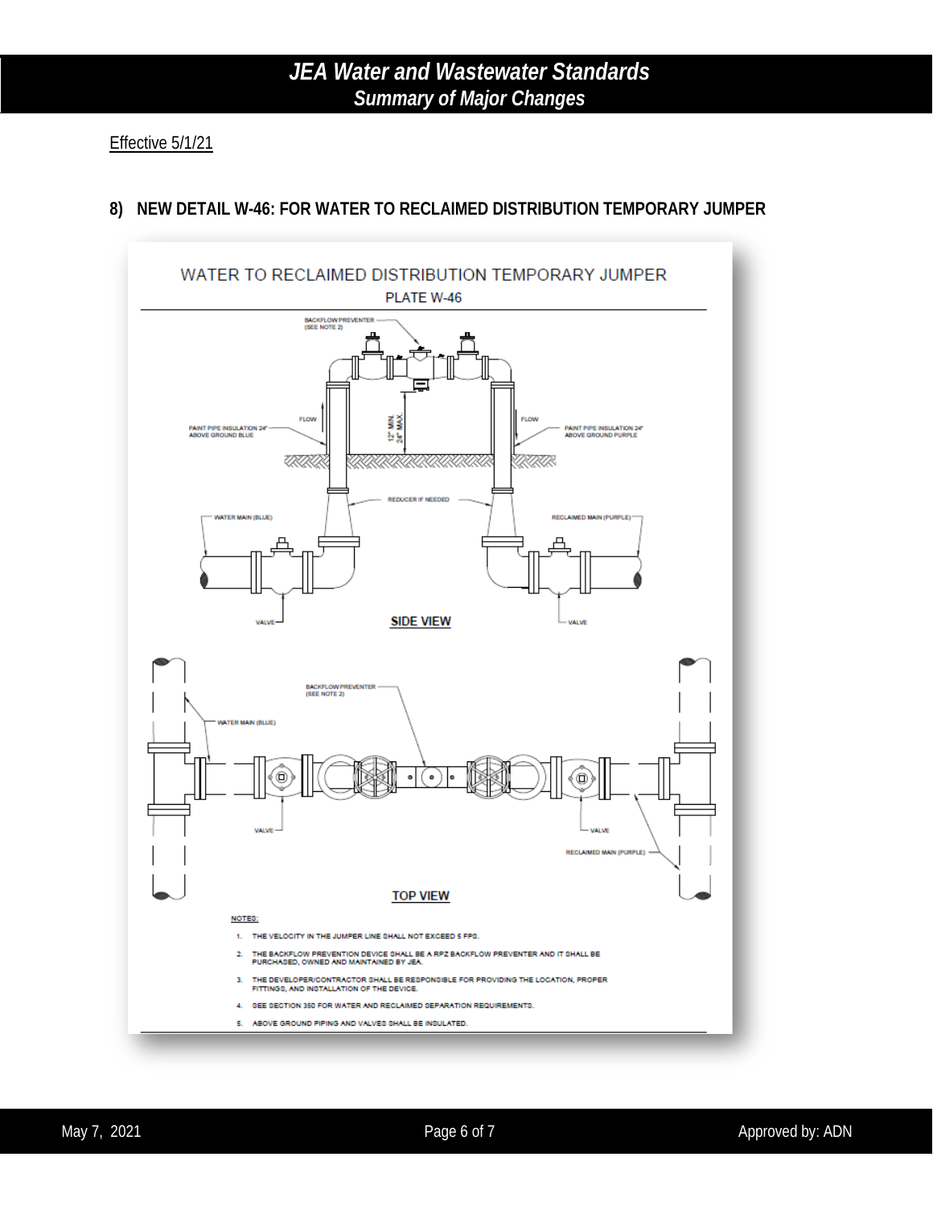Effective 5/1/21

### 8) NEW DETAIL W-46: FOR WATER TO RECLAIMED DISTRIBUTION TEMPORARY JUMPER

WATER TO RECLAIMED DISTRIBUTION TEMPORARY JUMPER

PLATE W-46

BACKFLOW PREVENTER (SEE NOTE 2)

FLOW

FLOW

12" MIN. 24" MAX.

PAINT PIPE INSULATION 24" ABOVE GROUND BLUE

PAINT PIPE INSULATION 24" ABOVE GROUND PURPLE

REDUCER IF NEEDED

WATER MAIN (BLUE)

RECLAIMED MAIN (PURPLE)

VALVE

VALVE

SIDE VIEW

BACKFLOW PREVENTER (SEE NOTE 2)

WATER MAIN (BLUE)

VALVE

VALVE

RECLAIMED MAIN (PURPLE)

TOP VIEW

NOTES:

1. THE VELOCITY IN THE JUMPER LINE SHALL NOT EXCEED 5 FPS.
2. THE BACKFLOW PREVENTION DEVICE SHALL BE A RPZ BACKFLOW PREVENTER AND IT SHALL BE PURCHASED, OWNED AND MAINTAINED BY JEA.
3. THE DEVELOPER/CONTRACTOR SHALL BE RESPONSIBLE FOR PROVIDING THE LOCATION, PROPER FITTINGS, AND INSTALLATION OF THE DEVICE.
4. SEE SECTION 350 FOR WATER AND RECLAIMED SEPARATION REQUIREMENTS.
5. ABOVE GROUND PIPING AND VALVES SHALL BE INSULATED.